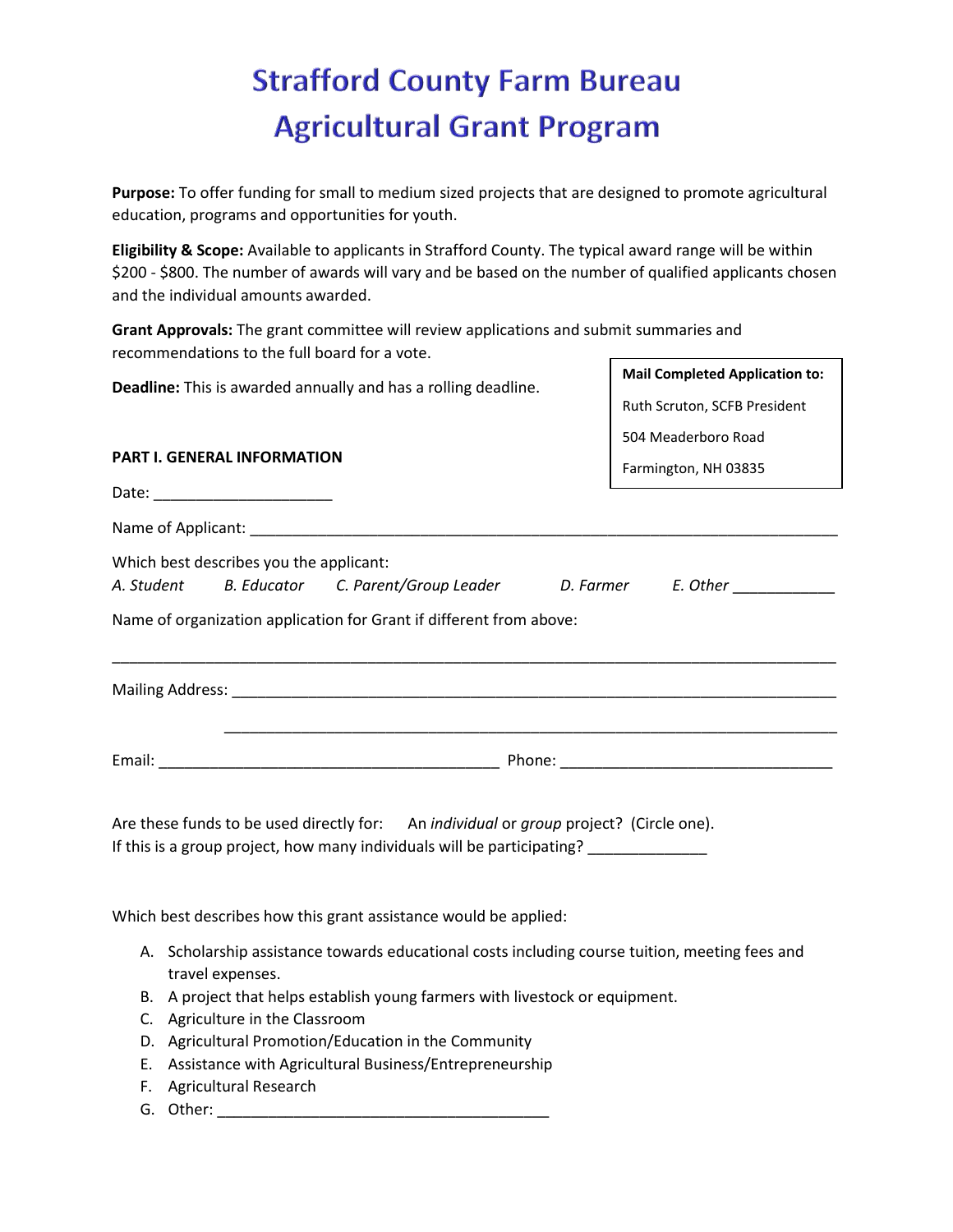# Strafford County Farm Bureau
# Agricultural Grant Program

**Purpose:** To offer funding for small to medium sized projects that are designed to promote agricultural education, programs and opportunities for youth.

**Eligibility & Scope:** Available to applicants in Strafford County. The typical award range will be within $200 - $800. The number of awards will vary and be based on the number of qualified applicants chosen and the individual amounts awarded.

**Grant Approvals:** The grant committee will review applications and submit summaries and recommendations to the full board for a vote.

**Deadline:** This is awarded annually and has a rolling deadline.

> **Mail Completed Application to:**
>
> Ruth Scruton, SCFB President
>
> 504 Meaderboro Road
>
> Farmington, NH 03835

**PART I. GENERAL INFORMATION**

Date: _____________________

Name of Applicant: ______________________________________________________________________

Which best describes you the applicant:
*A. Student* *B. Educator* *C. Parent/Group Leader* *D. Farmer* *E. Other* ____________

Name of organization application for Grant if different from above:

_________________________________________________________________________________________

Mailing Address: ________________________________________________________________________

_________________________________________________________________________________________

Email: ________________________________________ Phone: ________________________________

Are these funds to be used directly for: An *individual* or *group* project? (Circle one).
If this is a group project, how many individuals will be participating? ______________

Which best describes how this grant assistance would be applied:

A. Scholarship assistance towards educational costs including course tuition, meeting fees and travel expenses.
B. A project that helps establish young farmers with livestock or equipment.
C. Agriculture in the Classroom
D. Agricultural Promotion/Education in the Community
E. Assistance with Agricultural Business/Entrepreneurship
F. Agricultural Research
G. Other: ________________________________________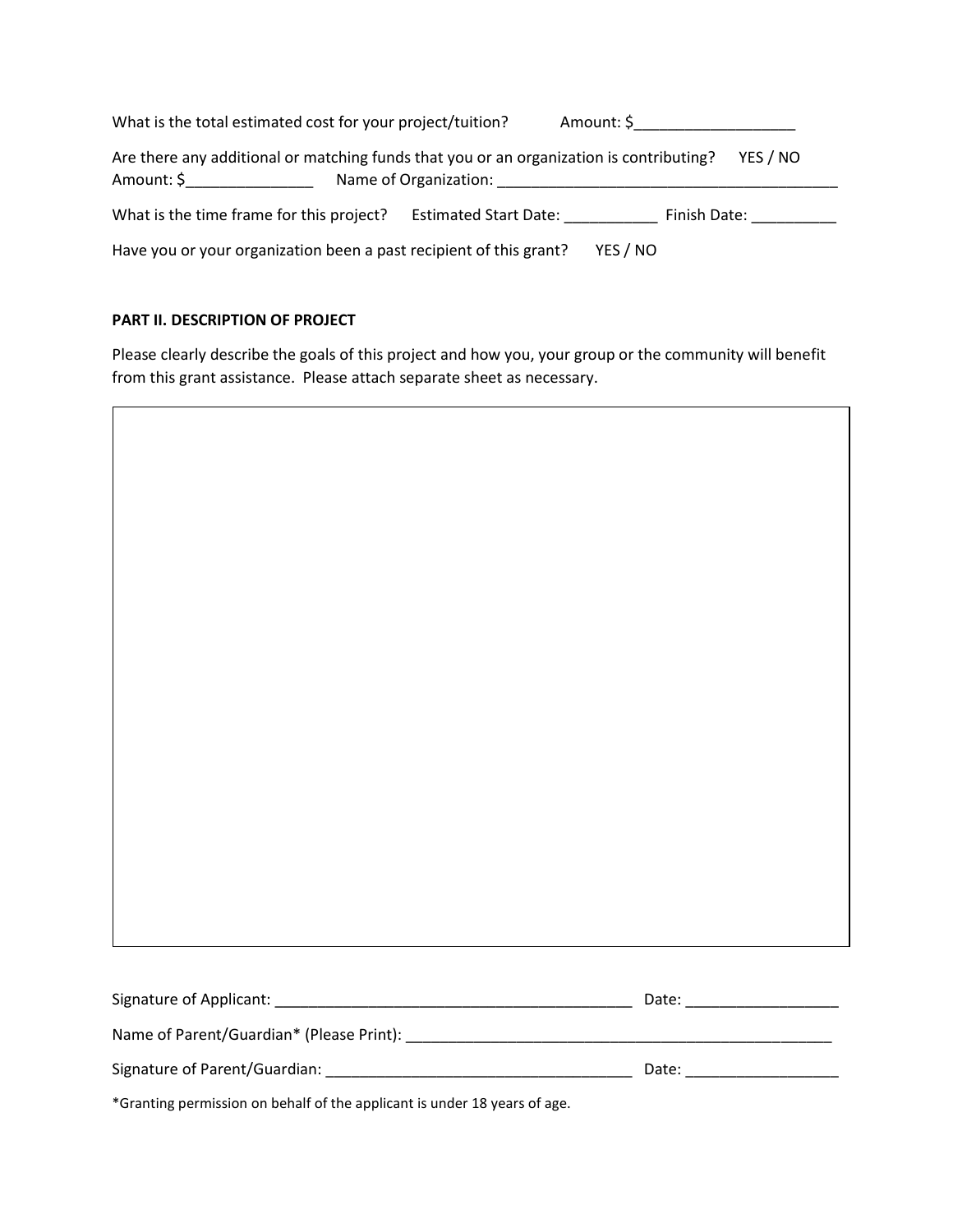What is the total estimated cost for your project/tuition? Amount: $___________________

Are there any additional or matching funds that you or an organization is contributing? YES / NO
Amount: $_______________ Name of Organization: ________________________________________

What is the time frame for this project? Estimated Start Date: ___________ Finish Date: __________

Have you or your organization been a past recipient of this grant? YES / NO

**PART II. DESCRIPTION OF PROJECT**

Please clearly describe the goals of this project and how you, your group or the community will benefit from this grant assistance. Please attach separate sheet as necessary.

Signature of Applicant: __________________________________________ Date: __________________

Name of Parent/Guardian* (Please Print): ___________________________________________________

Signature of Parent/Guardian: ____________________________________ Date: __________________

*Granting permission on behalf of the applicant is under 18 years of age.